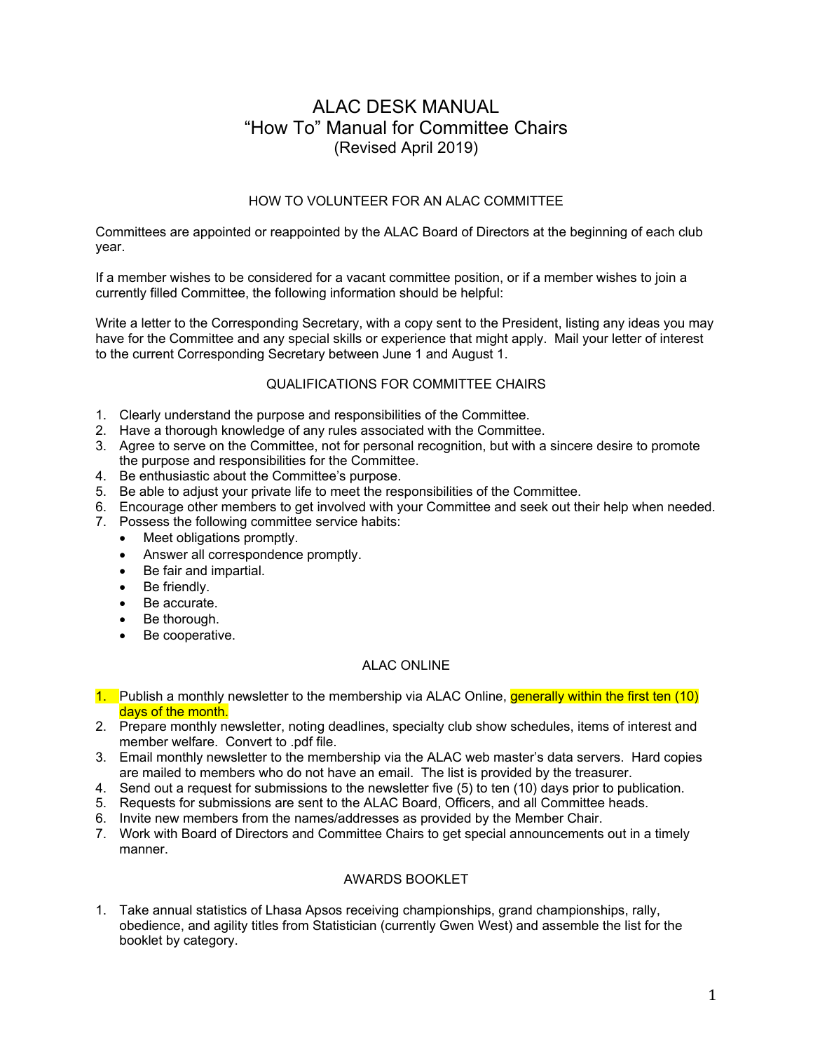# ALAC DESK MANUAL
## "How To" Manual for Committee Chairs
(Revised April 2019)

### HOW TO VOLUNTEER FOR AN ALAC COMMITTEE

Committees are appointed or reappointed by the ALAC Board of Directors at the beginning of each club year.

If a member wishes to be considered for a vacant committee position, or if a member wishes to join a currently filled Committee, the following information should be helpful:

Write a letter to the Corresponding Secretary, with a copy sent to the President, listing any ideas you may have for the Committee and any special skills or experience that might apply. Mail your letter of interest to the current Corresponding Secretary between June 1 and August 1.

### QUALIFICATIONS FOR COMMITTEE CHAIRS

1. Clearly understand the purpose and responsibilities of the Committee.
2. Have a thorough knowledge of any rules associated with the Committee.
3. Agree to serve on the Committee, not for personal recognition, but with a sincere desire to promote the purpose and responsibilities for the Committee.
4. Be enthusiastic about the Committee's purpose.
5. Be able to adjust your private life to meet the responsibilities of the Committee.
6. Encourage other members to get involved with your Committee and seek out their help when needed.
7. Possess the following committee service habits:
   - Meet obligations promptly.
   - Answer all correspondence promptly.
   - Be fair and impartial.
   - Be friendly.
   - Be accurate.
   - Be thorough.
   - Be cooperative.

### ALAC ONLINE

1. Publish a monthly newsletter to the membership via ALAC Online, generally within the first ten (10) days of the month.
2. Prepare monthly newsletter, noting deadlines, specialty club show schedules, items of interest and member welfare. Convert to .pdf file.
3. Email monthly newsletter to the membership via the ALAC web master's data servers. Hard copies are mailed to members who do not have an email. The list is provided by the treasurer.
4. Send out a request for submissions to the newsletter five (5) to ten (10) days prior to publication.
5. Requests for submissions are sent to the ALAC Board, Officers, and all Committee heads.
6. Invite new members from the names/addresses as provided by the Member Chair.
7. Work with Board of Directors and Committee Chairs to get special announcements out in a timely manner.

### AWARDS BOOKLET

1. Take annual statistics of Lhasa Apsos receiving championships, grand championships, rally, obedience, and agility titles from Statistician (currently Gwen West) and assemble the list for the booklet by category.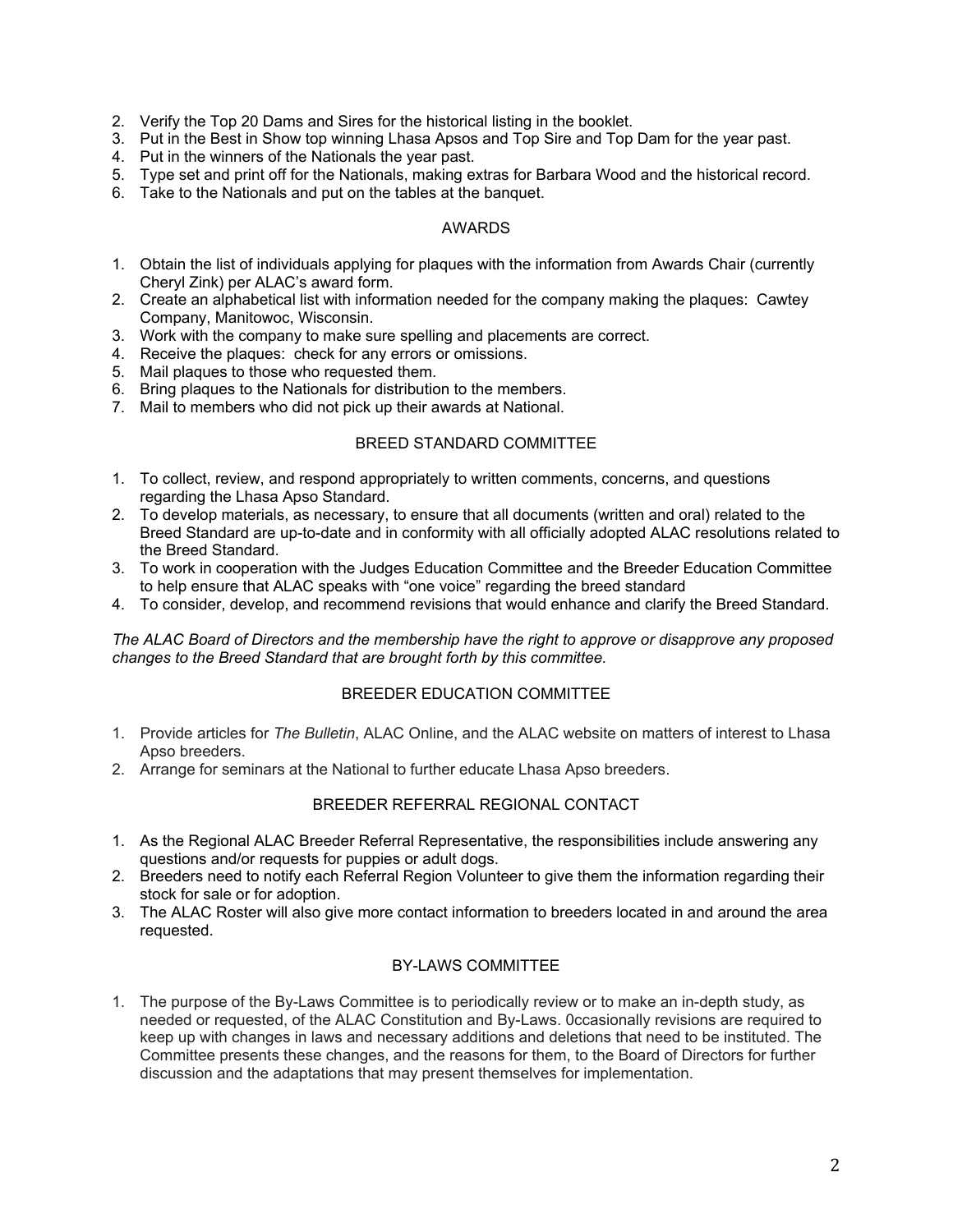2. Verify the Top 20 Dams and Sires for the historical listing in the booklet.
3. Put in the Best in Show top winning Lhasa Apsos and Top Sire and Top Dam for the year past.
4. Put in the winners of the Nationals the year past.
5. Type set and print off for the Nationals, making extras for Barbara Wood and the historical record.
6. Take to the Nationals and put on the tables at the banquet.

## AWARDS

1. Obtain the list of individuals applying for plaques with the information from Awards Chair (currently Cheryl Zink) per ALAC's award form.
2. Create an alphabetical list with information needed for the company making the plaques: Cawtey Company, Manitowoc, Wisconsin.
3. Work with the company to make sure spelling and placements are correct.
4. Receive the plaques: check for any errors or omissions.
5. Mail plaques to those who requested them.
6. Bring plaques to the Nationals for distribution to the members.
7. Mail to members who did not pick up their awards at National.

## BREED STANDARD COMMITTEE

1. To collect, review, and respond appropriately to written comments, concerns, and questions regarding the Lhasa Apso Standard.
2. To develop materials, as necessary, to ensure that all documents (written and oral) related to the Breed Standard are up-to-date and in conformity with all officially adopted ALAC resolutions related to the Breed Standard.
3. To work in cooperation with the Judges Education Committee and the Breeder Education Committee to help ensure that ALAC speaks with "one voice" regarding the breed standard
4. To consider, develop, and recommend revisions that would enhance and clarify the Breed Standard.

*The ALAC Board of Directors and the membership have the right to approve or disapprove any proposed changes to the Breed Standard that are brought forth by this committee.*

## BREEDER EDUCATION COMMITTEE

1. Provide articles for *The Bulletin*, ALAC Online, and the ALAC website on matters of interest to Lhasa Apso breeders.
2. Arrange for seminars at the National to further educate Lhasa Apso breeders.

## BREEDER REFERRAL REGIONAL CONTACT

1. As the Regional ALAC Breeder Referral Representative, the responsibilities include answering any questions and/or requests for puppies or adult dogs.
2. Breeders need to notify each Referral Region Volunteer to give them the information regarding their stock for sale or for adoption.
3. The ALAC Roster will also give more contact information to breeders located in and around the area requested.

## BY-LAWS COMMITTEE

1. The purpose of the By-Laws Committee is to periodically review or to make an in-depth study, as needed or requested, of the ALAC Constitution and By-Laws. 0ccasionally revisions are required to keep up with changes in laws and necessary additions and deletions that need to be instituted. The Committee presents these changes, and the reasons for them, to the Board of Directors for further discussion and the adaptations that may present themselves for implementation.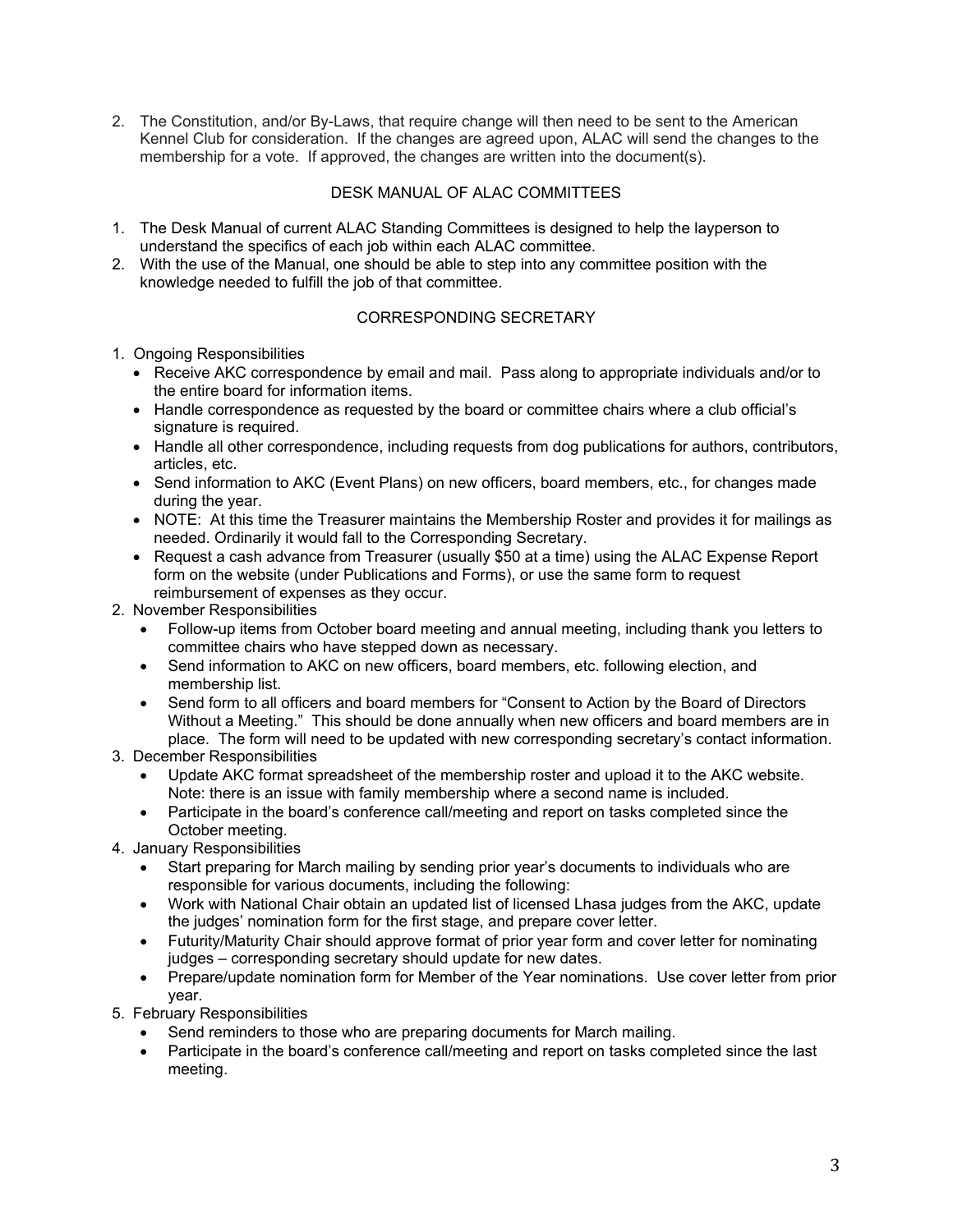2. The Constitution, and/or By-Laws, that require change will then need to be sent to the American Kennel Club for consideration. If the changes are agreed upon, ALAC will send the changes to the membership for a vote. If approved, the changes are written into the document(s).

## DESK MANUAL OF ALAC COMMITTEES

1. The Desk Manual of current ALAC Standing Committees is designed to help the layperson to understand the specifics of each job within each ALAC committee.
2. With the use of the Manual, one should be able to step into any committee position with the knowledge needed to fulfill the job of that committee.

## CORRESPONDING SECRETARY

1. Ongoing Responsibilities
   - Receive AKC correspondence by email and mail. Pass along to appropriate individuals and/or to the entire board for information items.
   - Handle correspondence as requested by the board or committee chairs where a club official's signature is required.
   - Handle all other correspondence, including requests from dog publications for authors, contributors, articles, etc.
   - Send information to AKC (Event Plans) on new officers, board members, etc., for changes made during the year.
   - NOTE: At this time the Treasurer maintains the Membership Roster and provides it for mailings as needed. Ordinarily it would fall to the Corresponding Secretary.
   - Request a cash advance from Treasurer (usually $50 at a time) using the ALAC Expense Report form on the website (under Publications and Forms), or use the same form to request reimbursement of expenses as they occur.
2. November Responsibilities
   - Follow-up items from October board meeting and annual meeting, including thank you letters to committee chairs who have stepped down as necessary.
   - Send information to AKC on new officers, board members, etc. following election, and membership list.
   - Send form to all officers and board members for "Consent to Action by the Board of Directors Without a Meeting." This should be done annually when new officers and board members are in place. The form will need to be updated with new corresponding secretary's contact information.
3. December Responsibilities
   - Update AKC format spreadsheet of the membership roster and upload it to the AKC website. Note: there is an issue with family membership where a second name is included.
   - Participate in the board's conference call/meeting and report on tasks completed since the October meeting.
4. January Responsibilities
   - Start preparing for March mailing by sending prior year's documents to individuals who are responsible for various documents, including the following:
   - Work with National Chair obtain an updated list of licensed Lhasa judges from the AKC, update the judges' nomination form for the first stage, and prepare cover letter.
   - Futurity/Maturity Chair should approve format of prior year form and cover letter for nominating judges – corresponding secretary should update for new dates.
   - Prepare/update nomination form for Member of the Year nominations. Use cover letter from prior year.
5. February Responsibilities
   - Send reminders to those who are preparing documents for March mailing.
   - Participate in the board's conference call/meeting and report on tasks completed since the last meeting.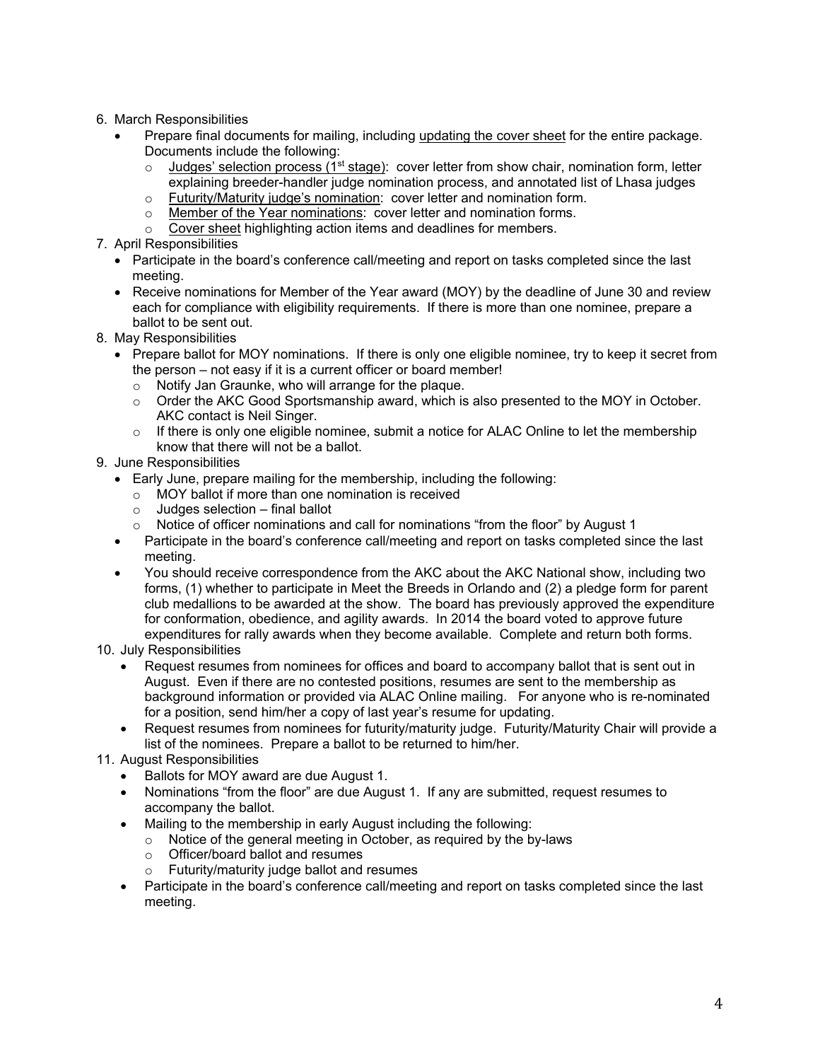6. March Responsibilities
   - Prepare final documents for mailing, including <u>updating the cover sheet</u> for the entire package. Documents include the following:
     - <u>Judges' selection process (1st stage)</u>: cover letter from show chair, nomination form, letter explaining breeder-handler judge nomination process, and annotated list of Lhasa judges
     - <u>Futurity/Maturity judge's nomination</u>: cover letter and nomination form.
     - <u>Member of the Year nominations</u>: cover letter and nomination forms.
     - <u>Cover sheet</u> highlighting action items and deadlines for members.
7. April Responsibilities
   - Participate in the board's conference call/meeting and report on tasks completed since the last meeting.
   - Receive nominations for Member of the Year award (MOY) by the deadline of June 30 and review each for compliance with eligibility requirements. If there is more than one nominee, prepare a ballot to be sent out.
8. May Responsibilities
   - Prepare ballot for MOY nominations. If there is only one eligible nominee, try to keep it secret from the person – not easy if it is a current officer or board member!
     - Notify Jan Graunke, who will arrange for the plaque.
     - Order the AKC Good Sportsmanship award, which is also presented to the MOY in October. AKC contact is Neil Singer.
     - If there is only one eligible nominee, submit a notice for ALAC Online to let the membership know that there will not be a ballot.
9. June Responsibilities
   - Early June, prepare mailing for the membership, including the following:
     - MOY ballot if more than one nomination is received
     - Judges selection – final ballot
     - Notice of officer nominations and call for nominations "from the floor" by August 1
   - Participate in the board's conference call/meeting and report on tasks completed since the last meeting.
   - You should receive correspondence from the AKC about the AKC National show, including two forms, (1) whether to participate in Meet the Breeds in Orlando and (2) a pledge form for parent club medallions to be awarded at the show. The board has previously approved the expenditure for conformation, obedience, and agility awards. In 2014 the board voted to approve future expenditures for rally awards when they become available. Complete and return both forms.
10. July Responsibilities
    - Request resumes from nominees for offices and board to accompany ballot that is sent out in August. Even if there are no contested positions, resumes are sent to the membership as background information or provided via ALAC Online mailing. For anyone who is re-nominated for a position, send him/her a copy of last year's resume for updating.
    - Request resumes from nominees for futurity/maturity judge. Futurity/Maturity Chair will provide a list of the nominees. Prepare a ballot to be returned to him/her.
11. August Responsibilities
    - Ballots for MOY award are due August 1.
    - Nominations "from the floor" are due August 1. If any are submitted, request resumes to accompany the ballot.
    - Mailing to the membership in early August including the following:
      - Notice of the general meeting in October, as required by the by-laws
      - Officer/board ballot and resumes
      - Futurity/maturity judge ballot and resumes
    - Participate in the board's conference call/meeting and report on tasks completed since the last meeting.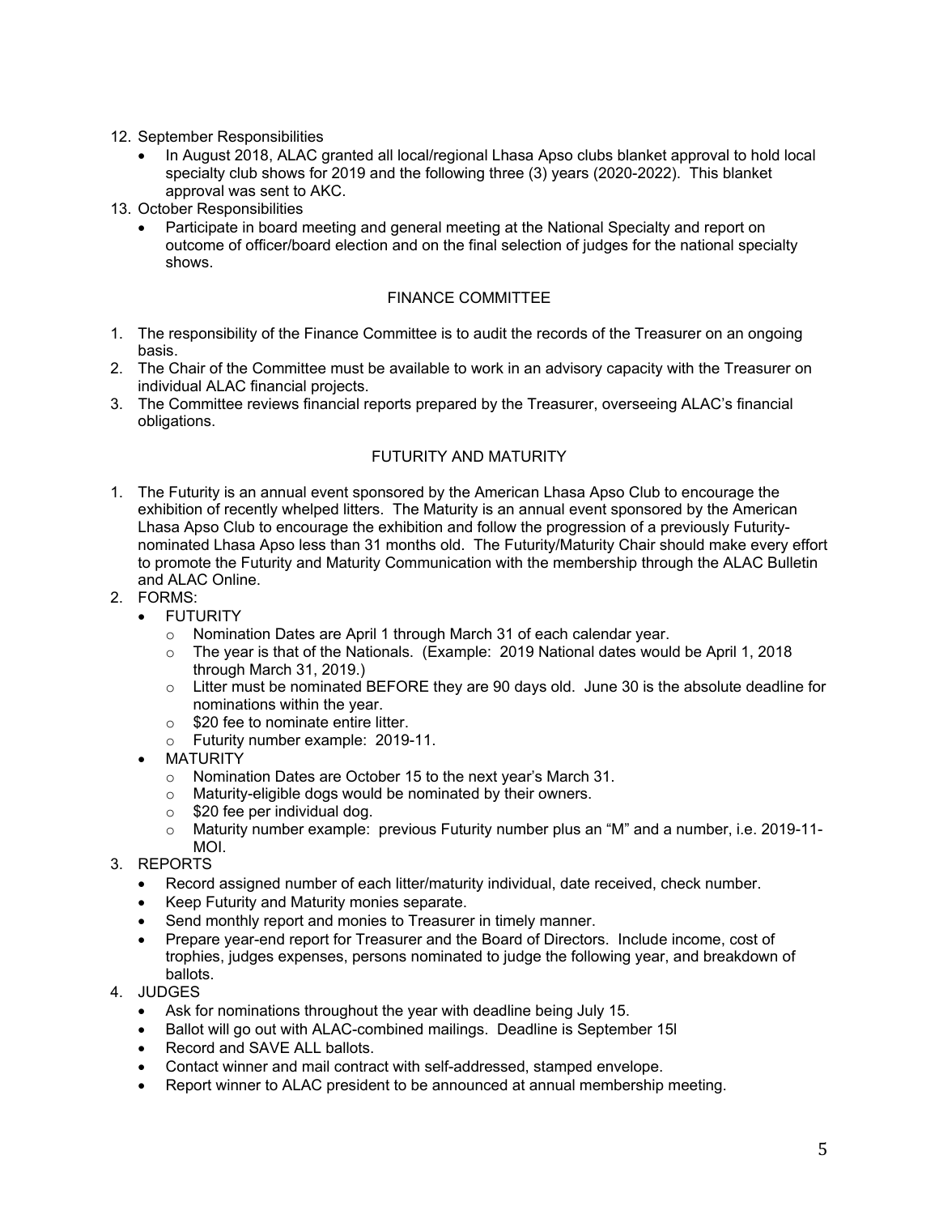12. September Responsibilities
    - In August 2018, ALAC granted all local/regional Lhasa Apso clubs blanket approval to hold local specialty club shows for 2019 and the following three (3) years (2020-2022). This blanket approval was sent to AKC.
13. October Responsibilities
    - Participate in board meeting and general meeting at the National Specialty and report on outcome of officer/board election and on the final selection of judges for the national specialty shows.

## FINANCE COMMITTEE

1. The responsibility of the Finance Committee is to audit the records of the Treasurer on an ongoing basis.
2. The Chair of the Committee must be available to work in an advisory capacity with the Treasurer on individual ALAC financial projects.
3. The Committee reviews financial reports prepared by the Treasurer, overseeing ALAC's financial obligations.

## FUTURITY AND MATURITY

1. The Futurity is an annual event sponsored by the American Lhasa Apso Club to encourage the exhibition of recently whelped litters. The Maturity is an annual event sponsored by the American Lhasa Apso Club to encourage the exhibition and follow the progression of a previously Futurity-nominated Lhasa Apso less than 31 months old. The Futurity/Maturity Chair should make every effort to promote the Futurity and Maturity Communication with the membership through the ALAC Bulletin and ALAC Online.
2. FORMS:
    - FUTURITY
        - Nomination Dates are April 1 through March 31 of each calendar year.
        - The year is that of the Nationals. (Example: 2019 National dates would be April 1, 2018 through March 31, 2019.)
        - Litter must be nominated BEFORE they are 90 days old. June 30 is the absolute deadline for nominations within the year.
        - $20 fee to nominate entire litter.
        - Futurity number example: 2019-11.
    - MATURITY
        - Nomination Dates are October 15 to the next year's March 31.
        - Maturity-eligible dogs would be nominated by their owners.
        - $20 fee per individual dog.
        - Maturity number example: previous Futurity number plus an "M" and a number, i.e. 2019-11-MOI.
3. REPORTS
    - Record assigned number of each litter/maturity individual, date received, check number.
    - Keep Futurity and Maturity monies separate.
    - Send monthly report and monies to Treasurer in timely manner.
    - Prepare year-end report for Treasurer and the Board of Directors. Include income, cost of trophies, judges expenses, persons nominated to judge the following year, and breakdown of ballots.
4. JUDGES
    - Ask for nominations throughout the year with deadline being July 15.
    - Ballot will go out with ALAC-combined mailings. Deadline is September 15l
    - Record and SAVE ALL ballots.
    - Contact winner and mail contract with self-addressed, stamped envelope.
    - Report winner to ALAC president to be announced at annual membership meeting.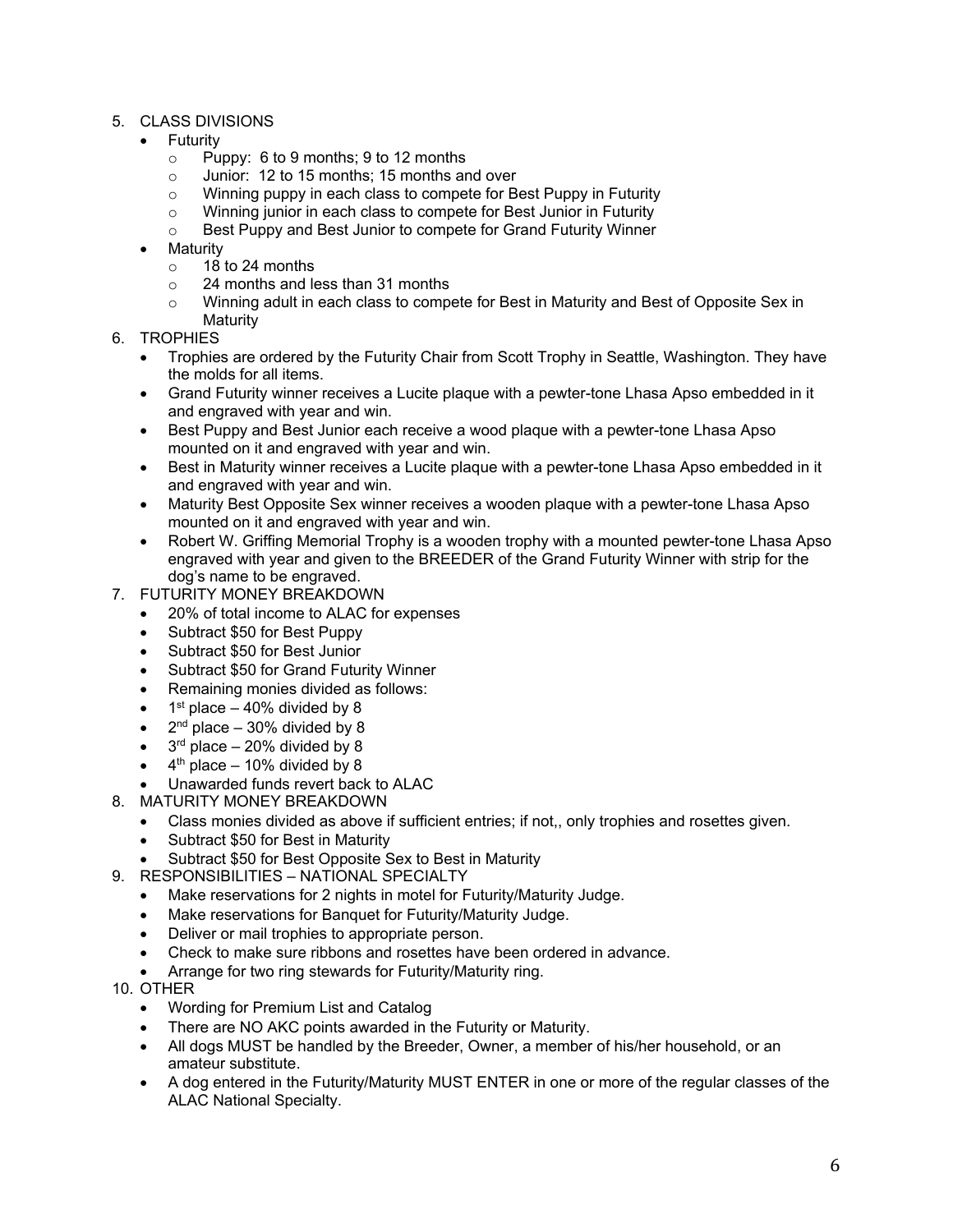5. CLASS DIVISIONS
    - Futurity
        - Puppy: 6 to 9 months; 9 to 12 months
        - Junior: 12 to 15 months; 15 months and over
        - Winning puppy in each class to compete for Best Puppy in Futurity
        - Winning junior in each class to compete for Best Junior in Futurity
        - Best Puppy and Best Junior to compete for Grand Futurity Winner
    - Maturity
        - 18 to 24 months
        - 24 months and less than 31 months
        - Winning adult in each class to compete for Best in Maturity and Best of Opposite Sex in Maturity
6. TROPHIES
    - Trophies are ordered by the Futurity Chair from Scott Trophy in Seattle, Washington. They have the molds for all items.
    - Grand Futurity winner receives a Lucite plaque with a pewter-tone Lhasa Apso embedded in it and engraved with year and win.
    - Best Puppy and Best Junior each receive a wood plaque with a pewter-tone Lhasa Apso mounted on it and engraved with year and win.
    - Best in Maturity winner receives a Lucite plaque with a pewter-tone Lhasa Apso embedded in it and engraved with year and win.
    - Maturity Best Opposite Sex winner receives a wooden plaque with a pewter-tone Lhasa Apso mounted on it and engraved with year and win.
    - Robert W. Griffing Memorial Trophy is a wooden trophy with a mounted pewter-tone Lhasa Apso engraved with year and given to the BREEDER of the Grand Futurity Winner with strip for the dog's name to be engraved.
7. FUTURITY MONEY BREAKDOWN
    - 20% of total income to ALAC for expenses
    - Subtract $50 for Best Puppy
    - Subtract $50 for Best Junior
    - Subtract $50 for Grand Futurity Winner
    - Remaining monies divided as follows:
    - 1st place – 40% divided by 8
    - 2nd place – 30% divided by 8
    - 3rd place – 20% divided by 8
    - 4th place – 10% divided by 8
    - Unawarded funds revert back to ALAC
8. MATURITY MONEY BREAKDOWN
    - Class monies divided as above if sufficient entries; if not,, only trophies and rosettes given.
    - Subtract $50 for Best in Maturity
    - Subtract $50 for Best Opposite Sex to Best in Maturity
9. RESPONSIBILITIES – NATIONAL SPECIALTY
    - Make reservations for 2 nights in motel for Futurity/Maturity Judge.
    - Make reservations for Banquet for Futurity/Maturity Judge.
    - Deliver or mail trophies to appropriate person.
    - Check to make sure ribbons and rosettes have been ordered in advance.
    - Arrange for two ring stewards for Futurity/Maturity ring.
10. OTHER
    - Wording for Premium List and Catalog
    - There are NO AKC points awarded in the Futurity or Maturity.
    - All dogs MUST be handled by the Breeder, Owner, a member of his/her household, or an amateur substitute.
    - A dog entered in the Futurity/Maturity MUST ENTER in one or more of the regular classes of the ALAC National Specialty.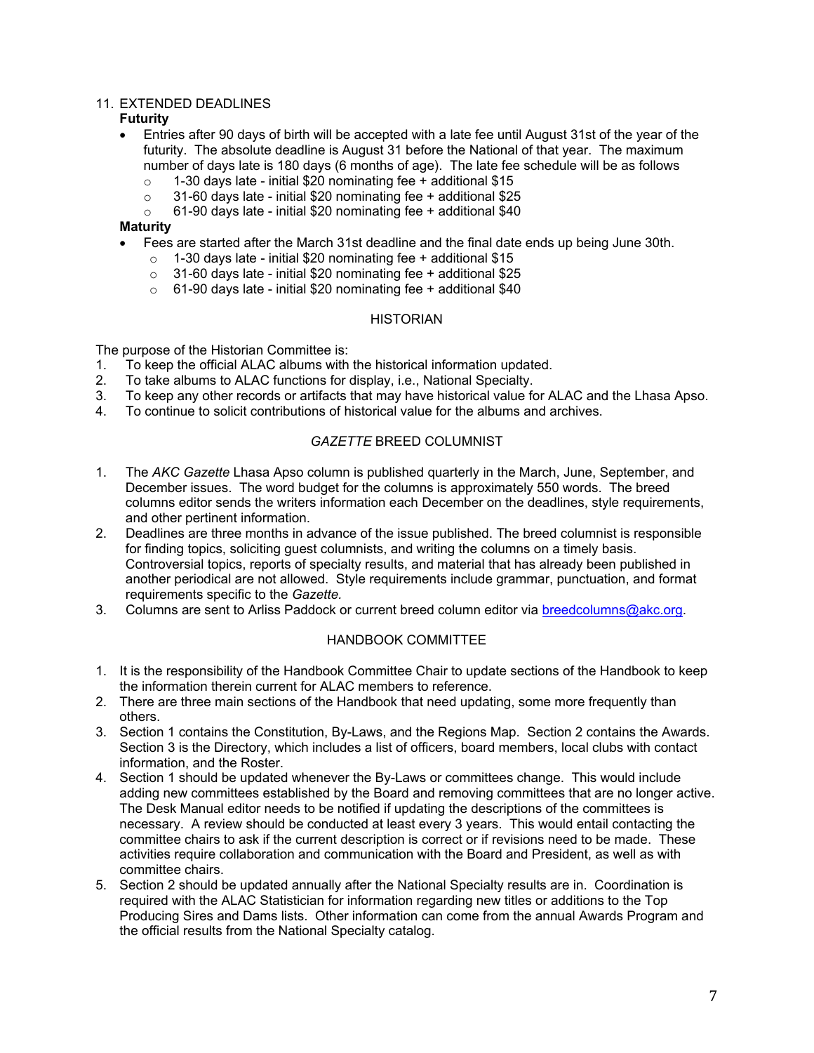11. EXTENDED DEADLINES

**Futurity**

- Entries after 90 days of birth will be accepted with a late fee until August 31st of the year of the futurity. The absolute deadline is August 31 before the National of that year. The maximum number of days late is 180 days (6 months of age). The late fee schedule will be as follows
  - 1-30 days late - initial $20 nominating fee + additional $15
  - 31-60 days late - initial $20 nominating fee + additional $25
  - 61-90 days late - initial $20 nominating fee + additional $40

**Maturity**

- Fees are started after the March 31st deadline and the final date ends up being June 30th.
  - 1-30 days late - initial $20 nominating fee + additional $15
  - 31-60 days late - initial $20 nominating fee + additional $25
  - 61-90 days late - initial $20 nominating fee + additional $40

## HISTORIAN

The purpose of the Historian Committee is:

1. To keep the official ALAC albums with the historical information updated.
2. To take albums to ALAC functions for display, i.e., National Specialty.
3. To keep any other records or artifacts that may have historical value for ALAC and the Lhasa Apso.
4. To continue to solicit contributions of historical value for the albums and archives.

## *GAZETTE* BREED COLUMNIST

1. The *AKC Gazette* Lhasa Apso column is published quarterly in the March, June, September, and December issues. The word budget for the columns is approximately 550 words. The breed columns editor sends the writers information each December on the deadlines, style requirements, and other pertinent information.
2. Deadlines are three months in advance of the issue published. The breed columnist is responsible for finding topics, soliciting guest columnists, and writing the columns on a timely basis. Controversial topics, reports of specialty results, and material that has already been published in another periodical are not allowed. Style requirements include grammar, punctuation, and format requirements specific to the *Gazette.*
3. Columns are sent to Arliss Paddock or current breed column editor via breedcolumns@akc.org.

## HANDBOOK COMMITTEE

1. It is the responsibility of the Handbook Committee Chair to update sections of the Handbook to keep the information therein current for ALAC members to reference.
2. There are three main sections of the Handbook that need updating, some more frequently than others.
3. Section 1 contains the Constitution, By-Laws, and the Regions Map. Section 2 contains the Awards. Section 3 is the Directory, which includes a list of officers, board members, local clubs with contact information, and the Roster.
4. Section 1 should be updated whenever the By-Laws or committees change. This would include adding new committees established by the Board and removing committees that are no longer active. The Desk Manual editor needs to be notified if updating the descriptions of the committees is necessary. A review should be conducted at least every 3 years. This would entail contacting the committee chairs to ask if the current description is correct or if revisions need to be made. These activities require collaboration and communication with the Board and President, as well as with committee chairs.
5. Section 2 should be updated annually after the National Specialty results are in. Coordination is required with the ALAC Statistician for information regarding new titles or additions to the Top Producing Sires and Dams lists. Other information can come from the annual Awards Program and the official results from the National Specialty catalog.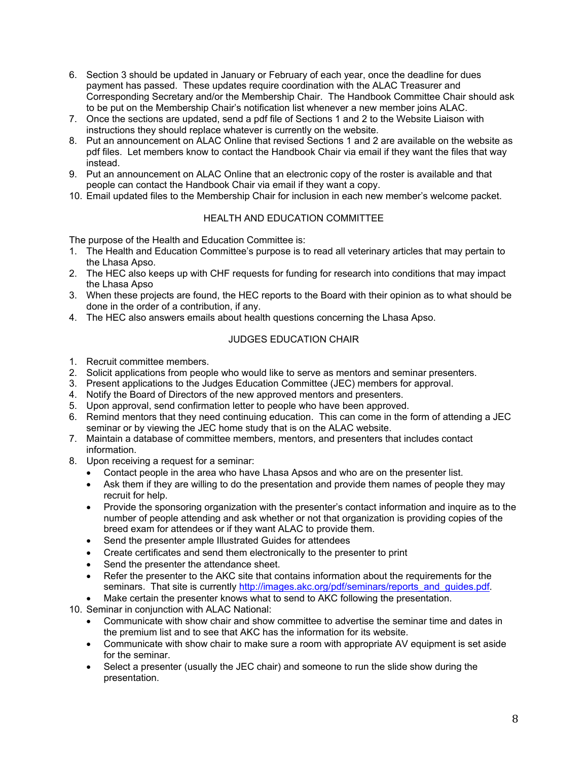6. Section 3 should be updated in January or February of each year, once the deadline for dues payment has passed. These updates require coordination with the ALAC Treasurer and Corresponding Secretary and/or the Membership Chair. The Handbook Committee Chair should ask to be put on the Membership Chair's notification list whenever a new member joins ALAC.
7. Once the sections are updated, send a pdf file of Sections 1 and 2 to the Website Liaison with instructions they should replace whatever is currently on the website.
8. Put an announcement on ALAC Online that revised Sections 1 and 2 are available on the website as pdf files. Let members know to contact the Handbook Chair via email if they want the files that way instead.
9. Put an announcement on ALAC Online that an electronic copy of the roster is available and that people can contact the Handbook Chair via email if they want a copy.
10. Email updated files to the Membership Chair for inclusion in each new member's welcome packet.

## HEALTH AND EDUCATION COMMITTEE

The purpose of the Health and Education Committee is:

1. The Health and Education Committee's purpose is to read all veterinary articles that may pertain to the Lhasa Apso.
2. The HEC also keeps up with CHF requests for funding for research into conditions that may impact the Lhasa Apso
3. When these projects are found, the HEC reports to the Board with their opinion as to what should be done in the order of a contribution, if any.
4. The HEC also answers emails about health questions concerning the Lhasa Apso.

## JUDGES EDUCATION CHAIR

1. Recruit committee members.
2. Solicit applications from people who would like to serve as mentors and seminar presenters.
3. Present applications to the Judges Education Committee (JEC) members for approval.
4. Notify the Board of Directors of the new approved mentors and presenters.
5. Upon approval, send confirmation letter to people who have been approved.
6. Remind mentors that they need continuing education. This can come in the form of attending a JEC seminar or by viewing the JEC home study that is on the ALAC website.
7. Maintain a database of committee members, mentors, and presenters that includes contact information.
8. Upon receiving a request for a seminar:
   - Contact people in the area who have Lhasa Apsos and who are on the presenter list.
   - Ask them if they are willing to do the presentation and provide them names of people they may recruit for help.
   - Provide the sponsoring organization with the presenter's contact information and inquire as to the number of people attending and ask whether or not that organization is providing copies of the breed exam for attendees or if they want ALAC to provide them.
   - Send the presenter ample Illustrated Guides for attendees
   - Create certificates and send them electronically to the presenter to print
   - Send the presenter the attendance sheet.
   - Refer the presenter to the AKC site that contains information about the requirements for the seminars. That site is currently http://images.akc.org/pdf/seminars/reports_and_guides.pdf.
   - Make certain the presenter knows what to send to AKC following the presentation.
10. Seminar in conjunction with ALAC National:
    - Communicate with show chair and show committee to advertise the seminar time and dates in the premium list and to see that AKC has the information for its website.
    - Communicate with show chair to make sure a room with appropriate AV equipment is set aside for the seminar.
    - Select a presenter (usually the JEC chair) and someone to run the slide show during the presentation.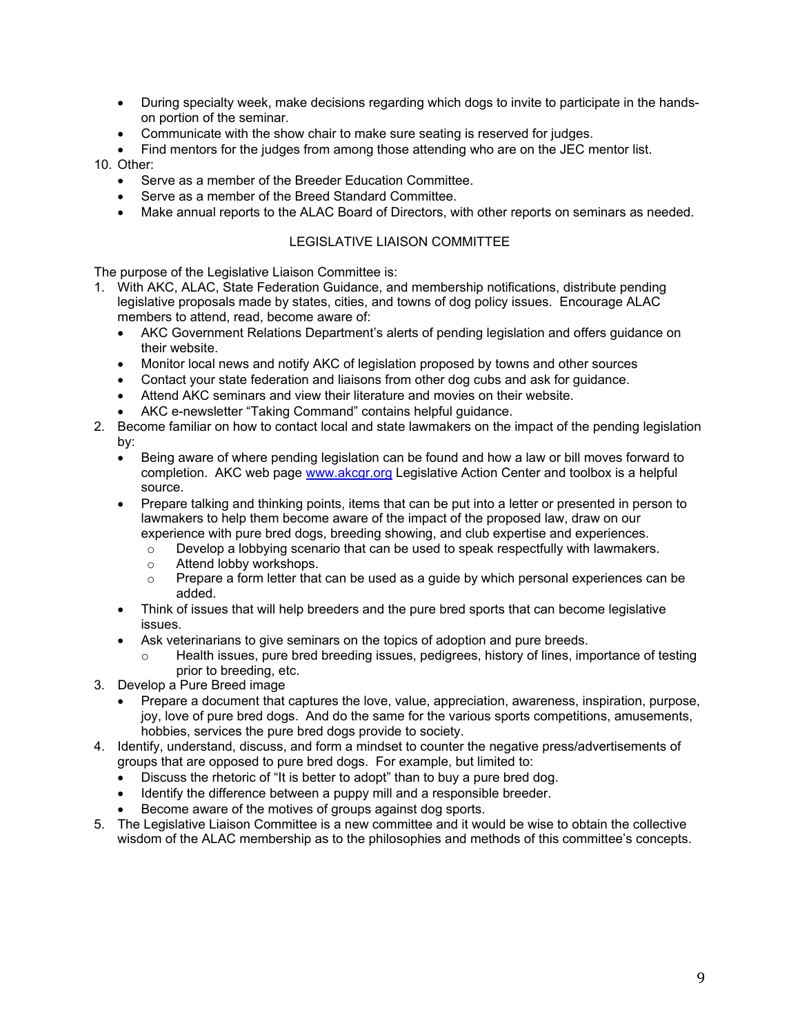- During specialty week, make decisions regarding which dogs to invite to participate in the hands-on portion of the seminar.
- Communicate with the show chair to make sure seating is reserved for judges.
- Find mentors for the judges from among those attending who are on the JEC mentor list.

10. Other:
    - Serve as a member of the Breeder Education Committee.
    - Serve as a member of the Breed Standard Committee.
    - Make annual reports to the ALAC Board of Directors, with other reports on seminars as needed.

## LEGISLATIVE LIAISON COMMITTEE

The purpose of the Legislative Liaison Committee is:

1. With AKC, ALAC, State Federation Guidance, and membership notifications, distribute pending legislative proposals made by states, cities, and towns of dog policy issues. Encourage ALAC members to attend, read, become aware of:
   - AKC Government Relations Department's alerts of pending legislation and offers guidance on their website.
   - Monitor local news and notify AKC of legislation proposed by towns and other sources
   - Contact your state federation and liaisons from other dog cubs and ask for guidance.
   - Attend AKC seminars and view their literature and movies on their website.
   - AKC e-newsletter "Taking Command" contains helpful guidance.
2. Become familiar on how to contact local and state lawmakers on the impact of the pending legislation by:
   - Being aware of where pending legislation can be found and how a law or bill moves forward to completion. AKC web page www.akcgr.org Legislative Action Center and toolbox is a helpful source.
   - Prepare talking and thinking points, items that can be put into a letter or presented in person to lawmakers to help them become aware of the impact of the proposed law, draw on our experience with pure bred dogs, breeding showing, and club expertise and experiences.
     - Develop a lobbying scenario that can be used to speak respectfully with lawmakers.
     - Attend lobby workshops.
     - Prepare a form letter that can be used as a guide by which personal experiences can be added.
   - Think of issues that will help breeders and the pure bred sports that can become legislative issues.
   - Ask veterinarians to give seminars on the topics of adoption and pure breeds.
     - Health issues, pure bred breeding issues, pedigrees, history of lines, importance of testing prior to breeding, etc.
3. Develop a Pure Breed image
   - Prepare a document that captures the love, value, appreciation, awareness, inspiration, purpose, joy, love of pure bred dogs. And do the same for the various sports competitions, amusements, hobbies, services the pure bred dogs provide to society.
4. Identify, understand, discuss, and form a mindset to counter the negative press/advertisements of groups that are opposed to pure bred dogs. For example, but limited to:
   - Discuss the rhetoric of "It is better to adopt" than to buy a pure bred dog.
   - Identify the difference between a puppy mill and a responsible breeder.
   - Become aware of the motives of groups against dog sports.
5. The Legislative Liaison Committee is a new committee and it would be wise to obtain the collective wisdom of the ALAC membership as to the philosophies and methods of this committee's concepts.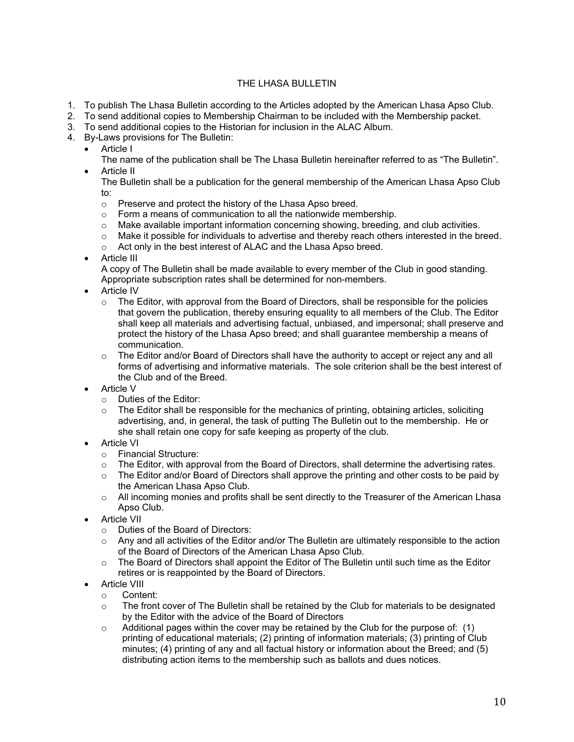## THE LHASA BULLETIN

1. To publish The Lhasa Bulletin according to the Articles adopted by the American Lhasa Apso Club.
2. To send additional copies to Membership Chairman to be included with the Membership packet.
3. To send additional copies to the Historian for inclusion in the ALAC Album.
4. By-Laws provisions for The Bulletin:
   - Article I

     The name of the publication shall be The Lhasa Bulletin hereinafter referred to as "The Bulletin".
   - Article II

     The Bulletin shall be a publication for the general membership of the American Lhasa Apso Club to:
     - Preserve and protect the history of the Lhasa Apso breed.
     - Form a means of communication to all the nationwide membership.
     - Make available important information concerning showing, breeding, and club activities.
     - Make it possible for individuals to advertise and thereby reach others interested in the breed.
     - Act only in the best interest of ALAC and the Lhasa Apso breed.
   - Article III

     A copy of The Bulletin shall be made available to every member of the Club in good standing. Appropriate subscription rates shall be determined for non-members.
   - Article IV
     - The Editor, with approval from the Board of Directors, shall be responsible for the policies that govern the publication, thereby ensuring equality to all members of the Club. The Editor shall keep all materials and advertising factual, unbiased, and impersonal; shall preserve and protect the history of the Lhasa Apso breed; and shall guarantee membership a means of communication.
     - The Editor and/or Board of Directors shall have the authority to accept or reject any and all forms of advertising and informative materials. The sole criterion shall be the best interest of the Club and of the Breed.
   - Article V
     - Duties of the Editor:
     - The Editor shall be responsible for the mechanics of printing, obtaining articles, soliciting advertising, and, in general, the task of putting The Bulletin out to the membership. He or she shall retain one copy for safe keeping as property of the club.
   - Article VI
     - Financial Structure:
     - The Editor, with approval from the Board of Directors, shall determine the advertising rates.
     - The Editor and/or Board of Directors shall approve the printing and other costs to be paid by the American Lhasa Apso Club.
     - All incoming monies and profits shall be sent directly to the Treasurer of the American Lhasa Apso Club.
   - Article VII
     - Duties of the Board of Directors:
     - Any and all activities of the Editor and/or The Bulletin are ultimately responsible to the action of the Board of Directors of the American Lhasa Apso Club.
     - The Board of Directors shall appoint the Editor of The Bulletin until such time as the Editor retires or is reappointed by the Board of Directors.
   - Article VIII
     - Content:
     - The front cover of The Bulletin shall be retained by the Club for materials to be designated by the Editor with the advice of the Board of Directors
     - Additional pages within the cover may be retained by the Club for the purpose of: (1) printing of educational materials; (2) printing of information materials; (3) printing of Club minutes; (4) printing of any and all factual history or information about the Breed; and (5) distributing action items to the membership such as ballots and dues notices.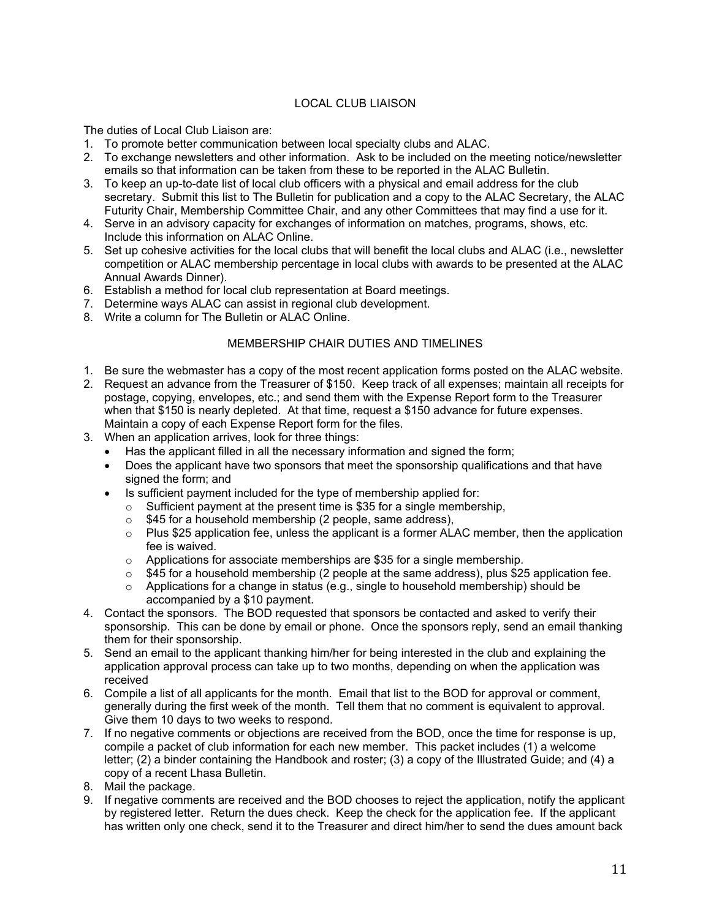## LOCAL CLUB LIAISON

The duties of Local Club Liaison are:

1. To promote better communication between local specialty clubs and ALAC.
2. To exchange newsletters and other information. Ask to be included on the meeting notice/newsletter emails so that information can be taken from these to be reported in the ALAC Bulletin.
3. To keep an up-to-date list of local club officers with a physical and email address for the club secretary. Submit this list to The Bulletin for publication and a copy to the ALAC Secretary, the ALAC Futurity Chair, Membership Committee Chair, and any other Committees that may find a use for it.
4. Serve in an advisory capacity for exchanges of information on matches, programs, shows, etc. Include this information on ALAC Online.
5. Set up cohesive activities for the local clubs that will benefit the local clubs and ALAC (i.e., newsletter competition or ALAC membership percentage in local clubs with awards to be presented at the ALAC Annual Awards Dinner).
6. Establish a method for local club representation at Board meetings.
7. Determine ways ALAC can assist in regional club development.
8. Write a column for The Bulletin or ALAC Online.

## MEMBERSHIP CHAIR DUTIES AND TIMELINES

1. Be sure the webmaster has a copy of the most recent application forms posted on the ALAC website.
2. Request an advance from the Treasurer of $150. Keep track of all expenses; maintain all receipts for postage, copying, envelopes, etc.; and send them with the Expense Report form to the Treasurer when that $150 is nearly depleted. At that time, request a $150 advance for future expenses. Maintain a copy of each Expense Report form for the files.
3. When an application arrives, look for three things:
   - Has the applicant filled in all the necessary information and signed the form;
   - Does the applicant have two sponsors that meet the sponsorship qualifications and that have signed the form; and
   - Is sufficient payment included for the type of membership applied for:
     - Sufficient payment at the present time is $35 for a single membership,
     - $45 for a household membership (2 people, same address),
     - Plus $25 application fee, unless the applicant is a former ALAC member, then the application fee is waived.
     - Applications for associate memberships are $35 for a single membership.
     - $45 for a household membership (2 people at the same address), plus $25 application fee.
     - Applications for a change in status (e.g., single to household membership) should be accompanied by a $10 payment.
4. Contact the sponsors. The BOD requested that sponsors be contacted and asked to verify their sponsorship. This can be done by email or phone. Once the sponsors reply, send an email thanking them for their sponsorship.
5. Send an email to the applicant thanking him/her for being interested in the club and explaining the application approval process can take up to two months, depending on when the application was received
6. Compile a list of all applicants for the month. Email that list to the BOD for approval or comment, generally during the first week of the month. Tell them that no comment is equivalent to approval. Give them 10 days to two weeks to respond.
7. If no negative comments or objections are received from the BOD, once the time for response is up, compile a packet of club information for each new member. This packet includes (1) a welcome letter; (2) a binder containing the Handbook and roster; (3) a copy of the Illustrated Guide; and (4) a copy of a recent Lhasa Bulletin.
8. Mail the package.
9. If negative comments are received and the BOD chooses to reject the application, notify the applicant by registered letter. Return the dues check. Keep the check for the application fee. If the applicant has written only one check, send it to the Treasurer and direct him/her to send the dues amount back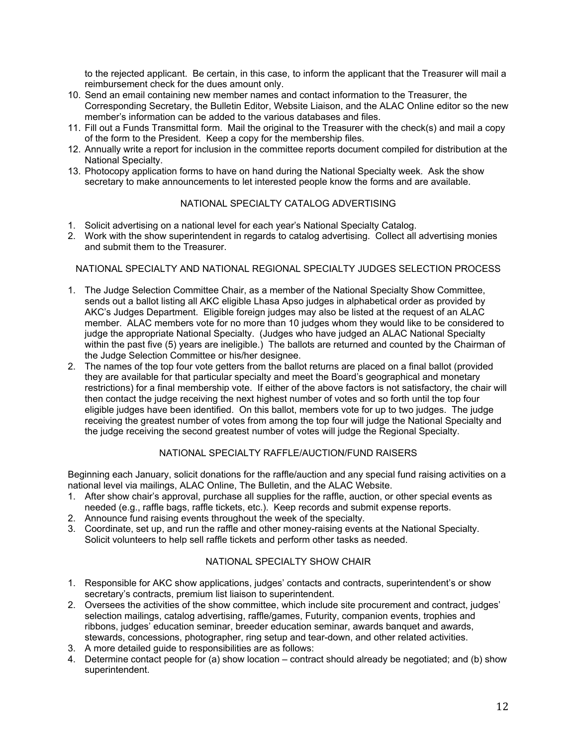to the rejected applicant. Be certain, in this case, to inform the applicant that the Treasurer will mail a reimbursement check for the dues amount only.

10. Send an email containing new member names and contact information to the Treasurer, the Corresponding Secretary, the Bulletin Editor, Website Liaison, and the ALAC Online editor so the new member's information can be added to the various databases and files.
11. Fill out a Funds Transmittal form. Mail the original to the Treasurer with the check(s) and mail a copy of the form to the President. Keep a copy for the membership files.
12. Annually write a report for inclusion in the committee reports document compiled for distribution at the National Specialty.
13. Photocopy application forms to have on hand during the National Specialty week. Ask the show secretary to make announcements to let interested people know the forms and are available.

## NATIONAL SPECIALTY CATALOG ADVERTISING

1. Solicit advertising on a national level for each year's National Specialty Catalog.
2. Work with the show superintendent in regards to catalog advertising. Collect all advertising monies and submit them to the Treasurer.

## NATIONAL SPECIALTY AND NATIONAL REGIONAL SPECIALTY JUDGES SELECTION PROCESS

1. The Judge Selection Committee Chair, as a member of the National Specialty Show Committee, sends out a ballot listing all AKC eligible Lhasa Apso judges in alphabetical order as provided by AKC's Judges Department. Eligible foreign judges may also be listed at the request of an ALAC member. ALAC members vote for no more than 10 judges whom they would like to be considered to judge the appropriate National Specialty. (Judges who have judged an ALAC National Specialty within the past five (5) years are ineligible.) The ballots are returned and counted by the Chairman of the Judge Selection Committee or his/her designee.
2. The names of the top four vote getters from the ballot returns are placed on a final ballot (provided they are available for that particular specialty and meet the Board's geographical and monetary restrictions) for a final membership vote. If either of the above factors is not satisfactory, the chair will then contact the judge receiving the next highest number of votes and so forth until the top four eligible judges have been identified. On this ballot, members vote for up to two judges. The judge receiving the greatest number of votes from among the top four will judge the National Specialty and the judge receiving the second greatest number of votes will judge the Regional Specialty.

## NATIONAL SPECIALTY RAFFLE/AUCTION/FUND RAISERS

Beginning each January, solicit donations for the raffle/auction and any special fund raising activities on a national level via mailings, ALAC Online, The Bulletin, and the ALAC Website.

1. After show chair's approval, purchase all supplies for the raffle, auction, or other special events as needed (e.g., raffle bags, raffle tickets, etc.). Keep records and submit expense reports.
2. Announce fund raising events throughout the week of the specialty.
3. Coordinate, set up, and run the raffle and other money-raising events at the National Specialty. Solicit volunteers to help sell raffle tickets and perform other tasks as needed.

## NATIONAL SPECIALTY SHOW CHAIR

1. Responsible for AKC show applications, judges' contacts and contracts, superintendent's or show secretary's contracts, premium list liaison to superintendent.
2. Oversees the activities of the show committee, which include site procurement and contract, judges' selection mailings, catalog advertising, raffle/games, Futurity, companion events, trophies and ribbons, judges' education seminar, breeder education seminar, awards banquet and awards, stewards, concessions, photographer, ring setup and tear-down, and other related activities.
3. A more detailed guide to responsibilities are as follows:
4. Determine contact people for (a) show location – contract should already be negotiated; and (b) show superintendent.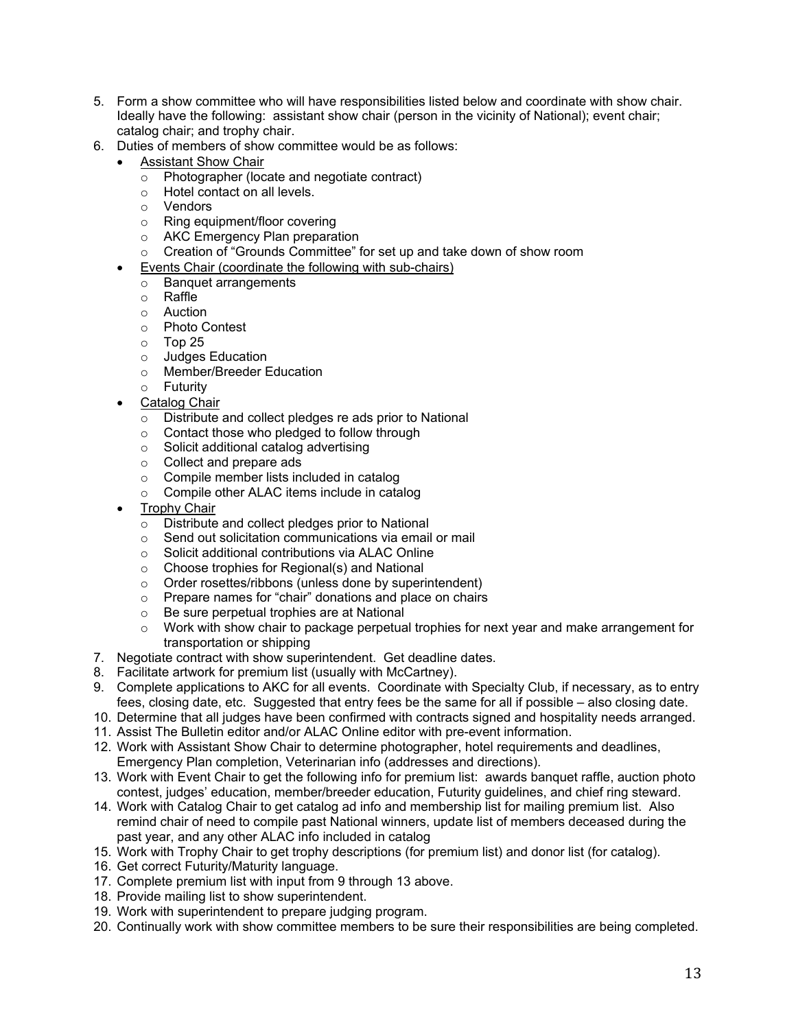5. Form a show committee who will have responsibilities listed below and coordinate with show chair. Ideally have the following: assistant show chair (person in the vicinity of National); event chair; catalog chair; and trophy chair.
6. Duties of members of show committee would be as follows:
   - Assistant Show Chair
     - Photographer (locate and negotiate contract)
     - Hotel contact on all levels.
     - Vendors
     - Ring equipment/floor covering
     - AKC Emergency Plan preparation
     - Creation of "Grounds Committee" for set up and take down of show room
   - Events Chair (coordinate the following with sub-chairs)
     - Banquet arrangements
     - Raffle
     - Auction
     - Photo Contest
     - Top 25
     - Judges Education
     - Member/Breeder Education
     - Futurity
   - Catalog Chair
     - Distribute and collect pledges re ads prior to National
     - Contact those who pledged to follow through
     - Solicit additional catalog advertising
     - Collect and prepare ads
     - Compile member lists included in catalog
     - Compile other ALAC items include in catalog
   - Trophy Chair
     - Distribute and collect pledges prior to National
     - Send out solicitation communications via email or mail
     - Solicit additional contributions via ALAC Online
     - Choose trophies for Regional(s) and National
     - Order rosettes/ribbons (unless done by superintendent)
     - Prepare names for "chair" donations and place on chairs
     - Be sure perpetual trophies are at National
     - Work with show chair to package perpetual trophies for next year and make arrangement for transportation or shipping
7. Negotiate contract with show superintendent. Get deadline dates.
8. Facilitate artwork for premium list (usually with McCartney).
9. Complete applications to AKC for all events. Coordinate with Specialty Club, if necessary, as to entry fees, closing date, etc. Suggested that entry fees be the same for all if possible – also closing date.
10. Determine that all judges have been confirmed with contracts signed and hospitality needs arranged.
11. Assist The Bulletin editor and/or ALAC Online editor with pre-event information.
12. Work with Assistant Show Chair to determine photographer, hotel requirements and deadlines, Emergency Plan completion, Veterinarian info (addresses and directions).
13. Work with Event Chair to get the following info for premium list: awards banquet raffle, auction photo contest, judges' education, member/breeder education, Futurity guidelines, and chief ring steward.
14. Work with Catalog Chair to get catalog ad info and membership list for mailing premium list. Also remind chair of need to compile past National winners, update list of members deceased during the past year, and any other ALAC info included in catalog
15. Work with Trophy Chair to get trophy descriptions (for premium list) and donor list (for catalog).
16. Get correct Futurity/Maturity language.
17. Complete premium list with input from 9 through 13 above.
18. Provide mailing list to show superintendent.
19. Work with superintendent to prepare judging program.
20. Continually work with show committee members to be sure their responsibilities are being completed.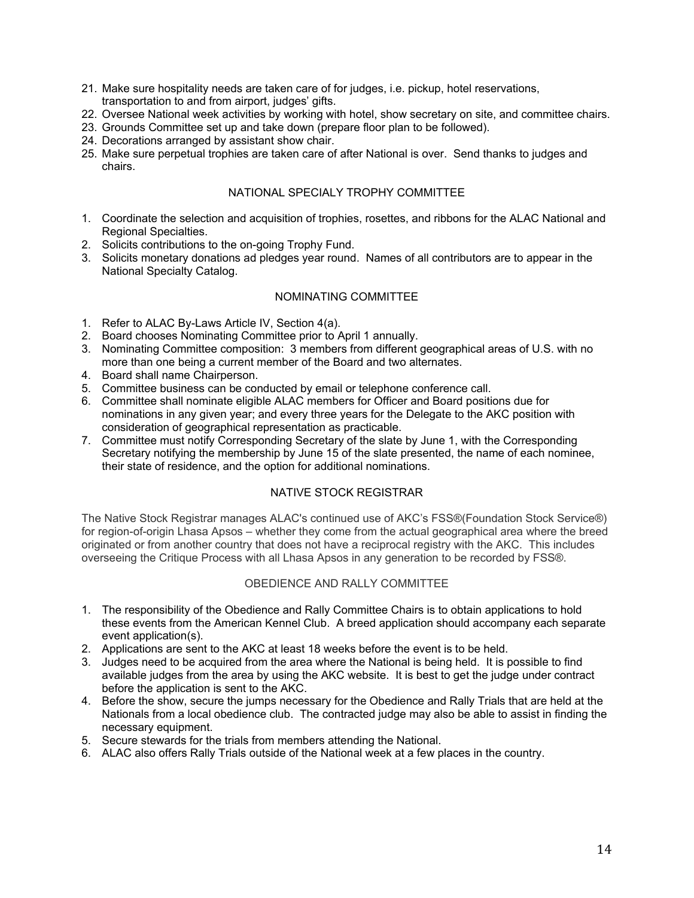21. Make sure hospitality needs are taken care of for judges, i.e. pickup, hotel reservations, transportation to and from airport, judges' gifts.
22. Oversee National week activities by working with hotel, show secretary on site, and committee chairs.
23. Grounds Committee set up and take down (prepare floor plan to be followed).
24. Decorations arranged by assistant show chair.
25. Make sure perpetual trophies are taken care of after National is over. Send thanks to judges and chairs.

## NATIONAL SPECIALY TROPHY COMMITTEE

1. Coordinate the selection and acquisition of trophies, rosettes, and ribbons for the ALAC National and Regional Specialties.
2. Solicits contributions to the on-going Trophy Fund.
3. Solicits monetary donations ad pledges year round. Names of all contributors are to appear in the National Specialty Catalog.

## NOMINATING COMMITTEE

1. Refer to ALAC By-Laws Article IV, Section 4(a).
2. Board chooses Nominating Committee prior to April 1 annually.
3. Nominating Committee composition: 3 members from different geographical areas of U.S. with no more than one being a current member of the Board and two alternates.
4. Board shall name Chairperson.
5. Committee business can be conducted by email or telephone conference call.
6. Committee shall nominate eligible ALAC members for Officer and Board positions due for nominations in any given year; and every three years for the Delegate to the AKC position with consideration of geographical representation as practicable.
7. Committee must notify Corresponding Secretary of the slate by June 1, with the Corresponding Secretary notifying the membership by June 15 of the slate presented, the name of each nominee, their state of residence, and the option for additional nominations.

## NATIVE STOCK REGISTRAR

The Native Stock Registrar manages ALAC's continued use of AKC's FSS®(Foundation Stock Service®) for region-of-origin Lhasa Apsos – whether they come from the actual geographical area where the breed originated or from another country that does not have a reciprocal registry with the AKC. This includes overseeing the Critique Process with all Lhasa Apsos in any generation to be recorded by FSS®.

## OBEDIENCE AND RALLY COMMITTEE

1. The responsibility of the Obedience and Rally Committee Chairs is to obtain applications to hold these events from the American Kennel Club. A breed application should accompany each separate event application(s).
2. Applications are sent to the AKC at least 18 weeks before the event is to be held.
3. Judges need to be acquired from the area where the National is being held. It is possible to find available judges from the area by using the AKC website. It is best to get the judge under contract before the application is sent to the AKC.
4. Before the show, secure the jumps necessary for the Obedience and Rally Trials that are held at the Nationals from a local obedience club. The contracted judge may also be able to assist in finding the necessary equipment.
5. Secure stewards for the trials from members attending the National.
6. ALAC also offers Rally Trials outside of the National week at a few places in the country.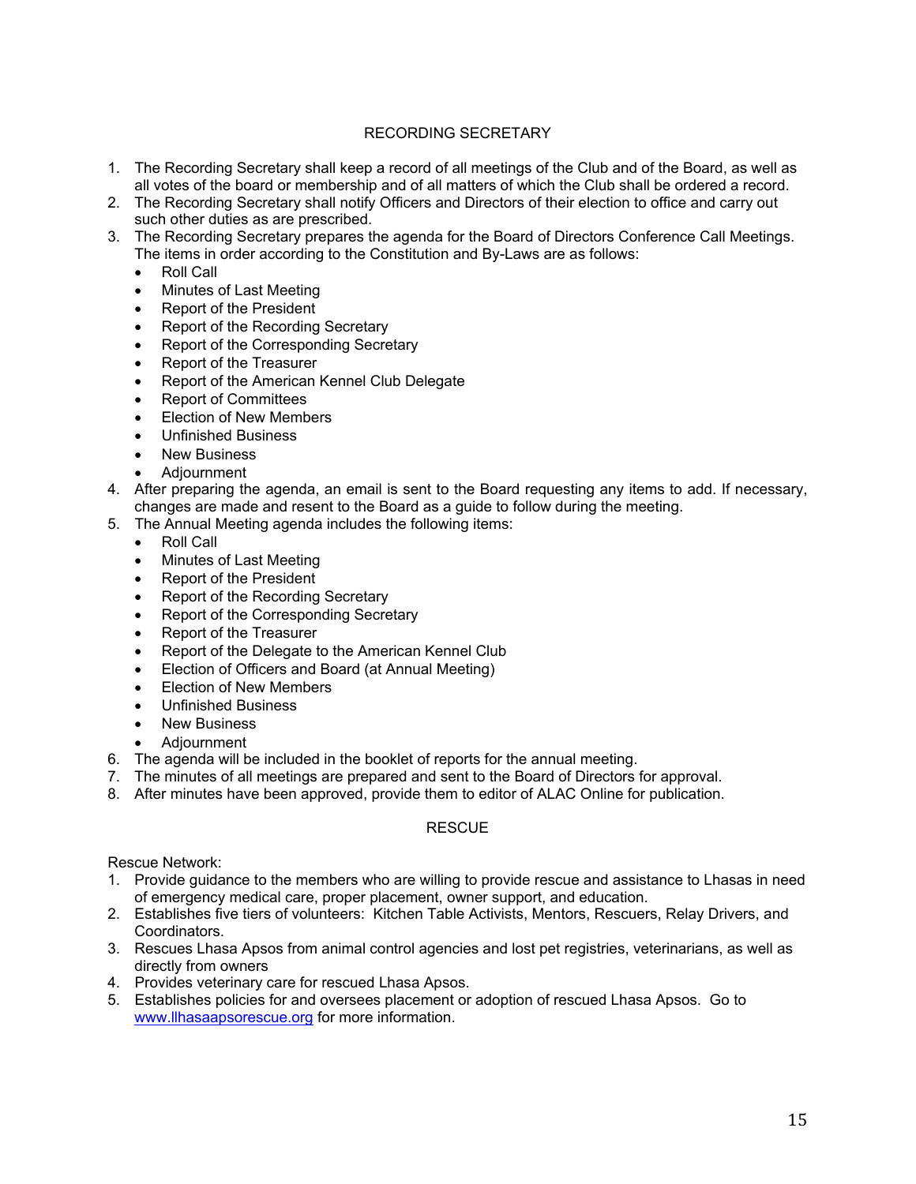## RECORDING SECRETARY

1. The Recording Secretary shall keep a record of all meetings of the Club and of the Board, as well as all votes of the board or membership and of all matters of which the Club shall be ordered a record.
2. The Recording Secretary shall notify Officers and Directors of their election to office and carry out such other duties as are prescribed.
3. The Recording Secretary prepares the agenda for the Board of Directors Conference Call Meetings. The items in order according to the Constitution and By-Laws are as follows:
   - Roll Call
   - Minutes of Last Meeting
   - Report of the President
   - Report of the Recording Secretary
   - Report of the Corresponding Secretary
   - Report of the Treasurer
   - Report of the American Kennel Club Delegate
   - Report of Committees
   - Election of New Members
   - Unfinished Business
   - New Business
   - Adjournment
4. After preparing the agenda, an email is sent to the Board requesting any items to add. If necessary, changes are made and resent to the Board as a guide to follow during the meeting.
5. The Annual Meeting agenda includes the following items:
   - Roll Call
   - Minutes of Last Meeting
   - Report of the President
   - Report of the Recording Secretary
   - Report of the Corresponding Secretary
   - Report of the Treasurer
   - Report of the Delegate to the American Kennel Club
   - Election of Officers and Board (at Annual Meeting)
   - Election of New Members
   - Unfinished Business
   - New Business
   - Adjournment
6. The agenda will be included in the booklet of reports for the annual meeting.
7. The minutes of all meetings are prepared and sent to the Board of Directors for approval.
8. After minutes have been approved, provide them to editor of ALAC Online for publication.

## RESCUE

Rescue Network:

1. Provide guidance to the members who are willing to provide rescue and assistance to Lhasas in need of emergency medical care, proper placement, owner support, and education.
2. Establishes five tiers of volunteers: Kitchen Table Activists, Mentors, Rescuers, Relay Drivers, and Coordinators.
3. Rescues Lhasa Apsos from animal control agencies and lost pet registries, veterinarians, as well as directly from owners
4. Provides veterinary care for rescued Lhasa Apsos.
5. Establishes policies for and oversees placement or adoption of rescued Lhasa Apsos. Go to [www.llhasaapsorescue.org](www.llhasaapsorescue.org) for more information.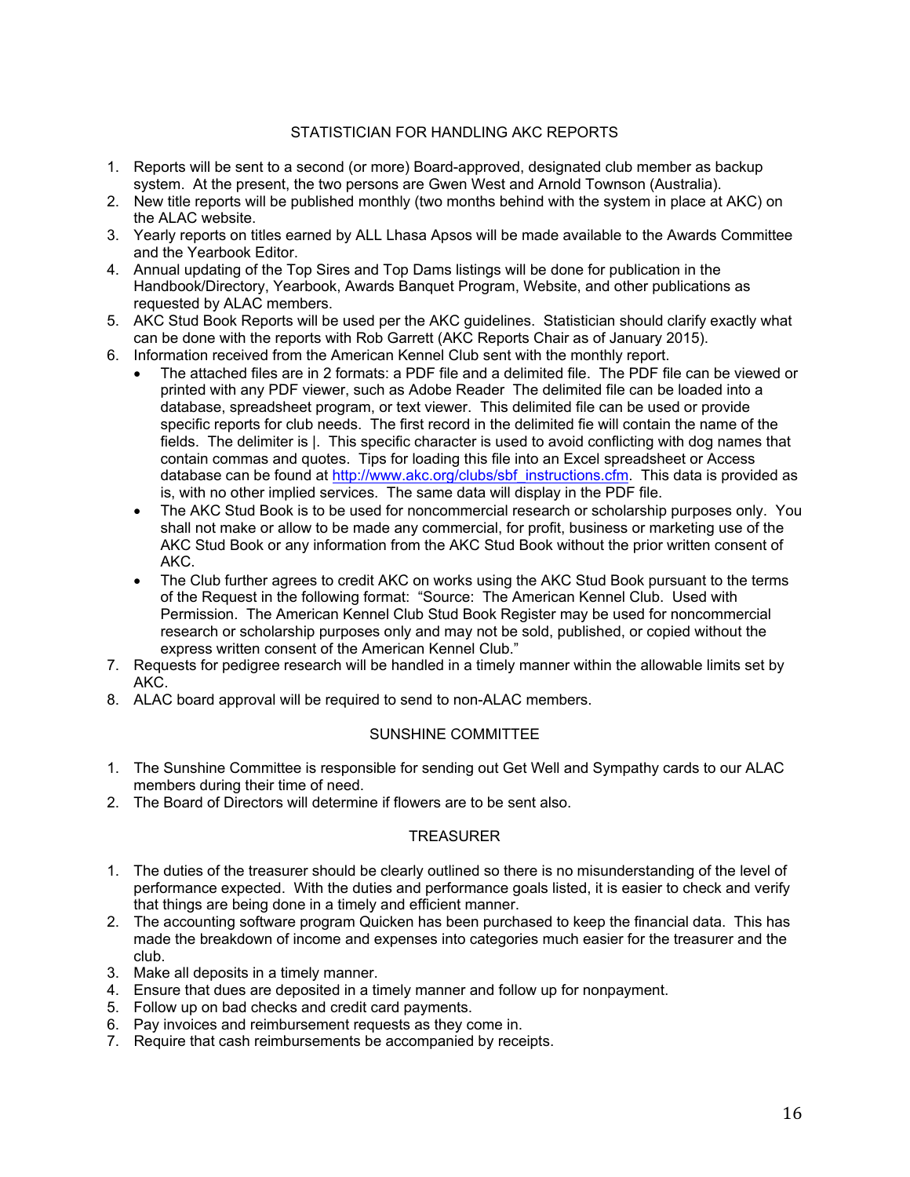## STATISTICIAN FOR HANDLING AKC REPORTS

1. Reports will be sent to a second (or more) Board-approved, designated club member as backup system. At the present, the two persons are Gwen West and Arnold Townson (Australia).
2. New title reports will be published monthly (two months behind with the system in place at AKC) on the ALAC website.
3. Yearly reports on titles earned by ALL Lhasa Apsos will be made available to the Awards Committee and the Yearbook Editor.
4. Annual updating of the Top Sires and Top Dams listings will be done for publication in the Handbook/Directory, Yearbook, Awards Banquet Program, Website, and other publications as requested by ALAC members.
5. AKC Stud Book Reports will be used per the AKC guidelines. Statistician should clarify exactly what can be done with the reports with Rob Garrett (AKC Reports Chair as of January 2015).
6. Information received from the American Kennel Club sent with the monthly report.
   - The attached files are in 2 formats: a PDF file and a delimited file. The PDF file can be viewed or printed with any PDF viewer, such as Adobe Reader The delimited file can be loaded into a database, spreadsheet program, or text viewer. This delimited file can be used or provide specific reports for club needs. The first record in the delimited fie will contain the name of the fields. The delimiter is |. This specific character is used to avoid conflicting with dog names that contain commas and quotes. Tips for loading this file into an Excel spreadsheet or Access database can be found at http://www.akc.org/clubs/sbf_instructions.cfm. This data is provided as is, with no other implied services. The same data will display in the PDF file.
   - The AKC Stud Book is to be used for noncommercial research or scholarship purposes only. You shall not make or allow to be made any commercial, for profit, business or marketing use of the AKC Stud Book or any information from the AKC Stud Book without the prior written consent of AKC.
   - The Club further agrees to credit AKC on works using the AKC Stud Book pursuant to the terms of the Request in the following format: "Source: The American Kennel Club. Used with Permission. The American Kennel Club Stud Book Register may be used for noncommercial research or scholarship purposes only and may not be sold, published, or copied without the express written consent of the American Kennel Club."
7. Requests for pedigree research will be handled in a timely manner within the allowable limits set by AKC.
8. ALAC board approval will be required to send to non-ALAC members.

## SUNSHINE COMMITTEE

1. The Sunshine Committee is responsible for sending out Get Well and Sympathy cards to our ALAC members during their time of need.
2. The Board of Directors will determine if flowers are to be sent also.

## TREASURER

1. The duties of the treasurer should be clearly outlined so there is no misunderstanding of the level of performance expected. With the duties and performance goals listed, it is easier to check and verify that things are being done in a timely and efficient manner.
2. The accounting software program Quicken has been purchased to keep the financial data. This has made the breakdown of income and expenses into categories much easier for the treasurer and the club.
3. Make all deposits in a timely manner.
4. Ensure that dues are deposited in a timely manner and follow up for nonpayment.
5. Follow up on bad checks and credit card payments.
6. Pay invoices and reimbursement requests as they come in.
7. Require that cash reimbursements be accompanied by receipts.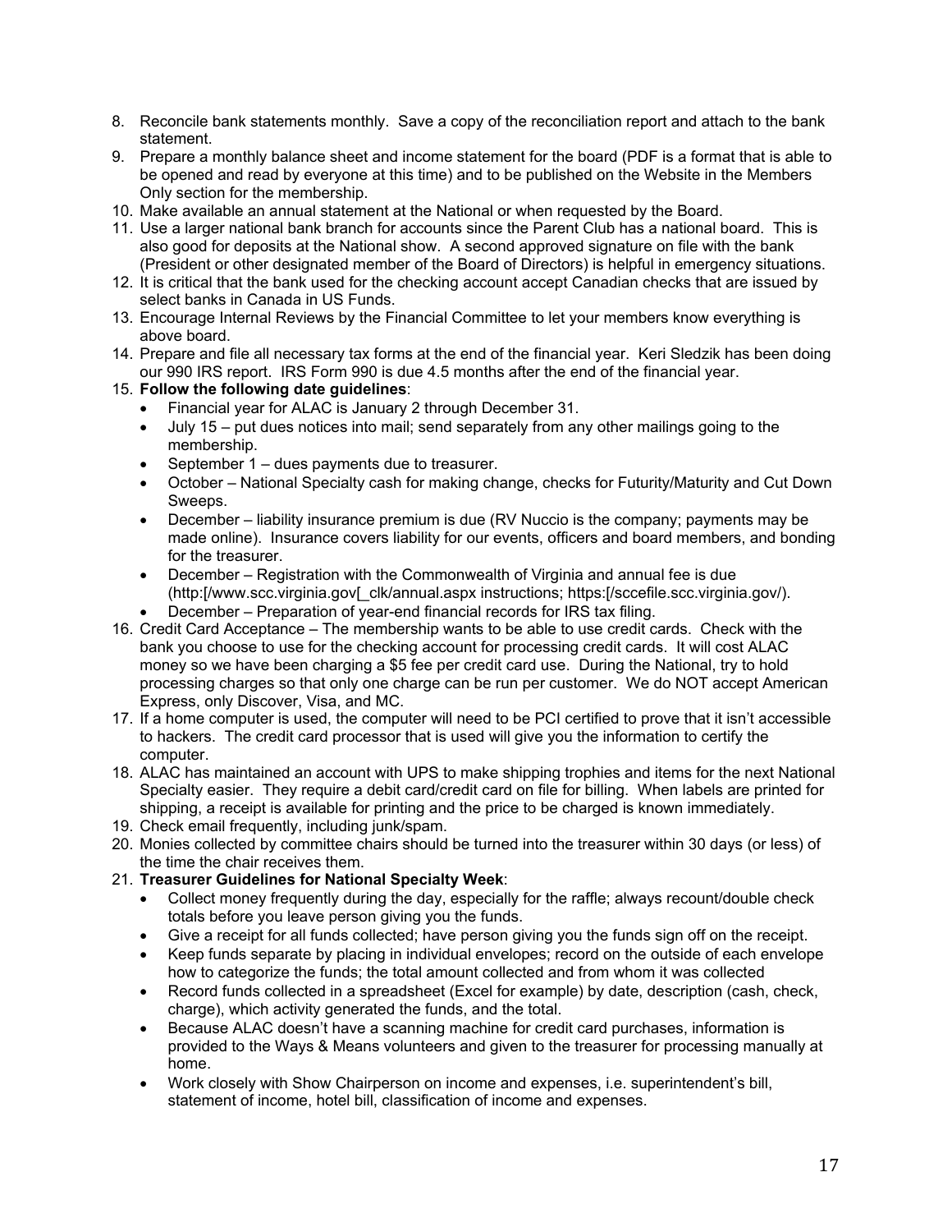8. Reconcile bank statements monthly. Save a copy of the reconciliation report and attach to the bank statement.
9. Prepare a monthly balance sheet and income statement for the board (PDF is a format that is able to be opened and read by everyone at this time) and to be published on the Website in the Members Only section for the membership.
10. Make available an annual statement at the National or when requested by the Board.
11. Use a larger national bank branch for accounts since the Parent Club has a national board. This is also good for deposits at the National show. A second approved signature on file with the bank (President or other designated member of the Board of Directors) is helpful in emergency situations.
12. It is critical that the bank used for the checking account accept Canadian checks that are issued by select banks in Canada in US Funds.
13. Encourage Internal Reviews by the Financial Committee to let your members know everything is above board.
14. Prepare and file all necessary tax forms at the end of the financial year. Keri Sledzik has been doing our 990 IRS report. IRS Form 990 is due 4.5 months after the end of the financial year.
15. **Follow the following date guidelines**:
    - Financial year for ALAC is January 2 through December 31.
    - July 15 – put dues notices into mail; send separately from any other mailings going to the membership.
    - September 1 – dues payments due to treasurer.
    - October – National Specialty cash for making change, checks for Futurity/Maturity and Cut Down Sweeps.
    - December – liability insurance premium is due (RV Nuccio is the company; payments may be made online). Insurance covers liability for our events, officers and board members, and bonding for the treasurer.
    - December – Registration with the Commonwealth of Virginia and annual fee is due (http:[/www.scc.virginia.gov[_clk/annual.aspx instructions; https:[/sccefile.scc.virginia.gov/).
    - December – Preparation of year-end financial records for IRS tax filing.
16. Credit Card Acceptance – The membership wants to be able to use credit cards. Check with the bank you choose to use for the checking account for processing credit cards. It will cost ALAC money so we have been charging a $5 fee per credit card use. During the National, try to hold processing charges so that only one charge can be run per customer. We do NOT accept American Express, only Discover, Visa, and MC.
17. If a home computer is used, the computer will need to be PCI certified to prove that it isn't accessible to hackers. The credit card processor that is used will give you the information to certify the computer.
18. ALAC has maintained an account with UPS to make shipping trophies and items for the next National Specialty easier. They require a debit card/credit card on file for billing. When labels are printed for shipping, a receipt is available for printing and the price to be charged is known immediately.
19. Check email frequently, including junk/spam.
20. Monies collected by committee chairs should be turned into the treasurer within 30 days (or less) of the time the chair receives them.
21. **Treasurer Guidelines for National Specialty Week**:
    - Collect money frequently during the day, especially for the raffle; always recount/double check totals before you leave person giving you the funds.
    - Give a receipt for all funds collected; have person giving you the funds sign off on the receipt.
    - Keep funds separate by placing in individual envelopes; record on the outside of each envelope how to categorize the funds; the total amount collected and from whom it was collected
    - Record funds collected in a spreadsheet (Excel for example) by date, description (cash, check, charge), which activity generated the funds, and the total.
    - Because ALAC doesn't have a scanning machine for credit card purchases, information is provided to the Ways & Means volunteers and given to the treasurer for processing manually at home.
    - Work closely with Show Chairperson on income and expenses, i.e. superintendent's bill, statement of income, hotel bill, classification of income and expenses.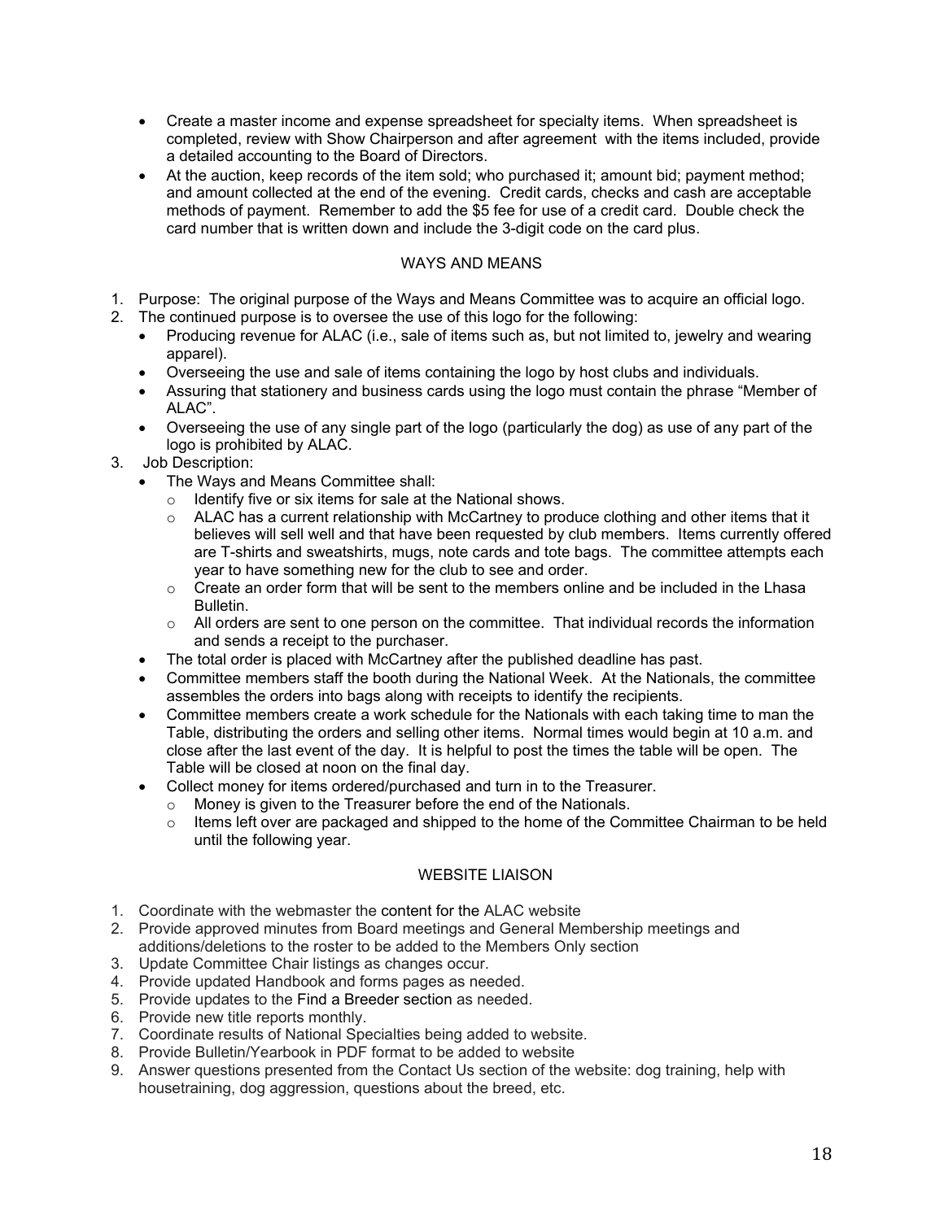- Create a master income and expense spreadsheet for specialty items. When spreadsheet is completed, review with Show Chairperson and after agreement with the items included, provide a detailed accounting to the Board of Directors.
- At the auction, keep records of the item sold; who purchased it; amount bid; payment method; and amount collected at the end of the evening. Credit cards, checks and cash are acceptable methods of payment. Remember to add the $5 fee for use of a credit card. Double check the card number that is written down and include the 3-digit code on the card plus.

## WAYS AND MEANS

1. Purpose: The original purpose of the Ways and Means Committee was to acquire an official logo.
2. The continued purpose is to oversee the use of this logo for the following:
   - Producing revenue for ALAC (i.e., sale of items such as, but not limited to, jewelry and wearing apparel).
   - Overseeing the use and sale of items containing the logo by host clubs and individuals.
   - Assuring that stationery and business cards using the logo must contain the phrase "Member of ALAC".
   - Overseeing the use of any single part of the logo (particularly the dog) as use of any part of the logo is prohibited by ALAC.
3. Job Description:
   - The Ways and Means Committee shall:
     - Identify five or six items for sale at the National shows.
     - ALAC has a current relationship with McCartney to produce clothing and other items that it believes will sell well and that have been requested by club members. Items currently offered are T-shirts and sweatshirts, mugs, note cards and tote bags. The committee attempts each year to have something new for the club to see and order.
     - Create an order form that will be sent to the members online and be included in the Lhasa Bulletin.
     - All orders are sent to one person on the committee. That individual records the information and sends a receipt to the purchaser.
   - The total order is placed with McCartney after the published deadline has past.
   - Committee members staff the booth during the National Week. At the Nationals, the committee assembles the orders into bags along with receipts to identify the recipients.
   - Committee members create a work schedule for the Nationals with each taking time to man the Table, distributing the orders and selling other items. Normal times would begin at 10 a.m. and close after the last event of the day. It is helpful to post the times the table will be open. The Table will be closed at noon on the final day.
   - Collect money for items ordered/purchased and turn in to the Treasurer.
     - Money is given to the Treasurer before the end of the Nationals.
     - Items left over are packaged and shipped to the home of the Committee Chairman to be held until the following year.

## WEBSITE LIAISON

1. Coordinate with the webmaster the content for the ALAC website
2. Provide approved minutes from Board meetings and General Membership meetings and additions/deletions to the roster to be added to the Members Only section
3. Update Committee Chair listings as changes occur.
4. Provide updated Handbook and forms pages as needed.
5. Provide updates to the Find a Breeder section as needed.
6. Provide new title reports monthly.
7. Coordinate results of National Specialties being added to website.
8. Provide Bulletin/Yearbook in PDF format to be added to website
9. Answer questions presented from the Contact Us section of the website: dog training, help with housetraining, dog aggression, questions about the breed, etc.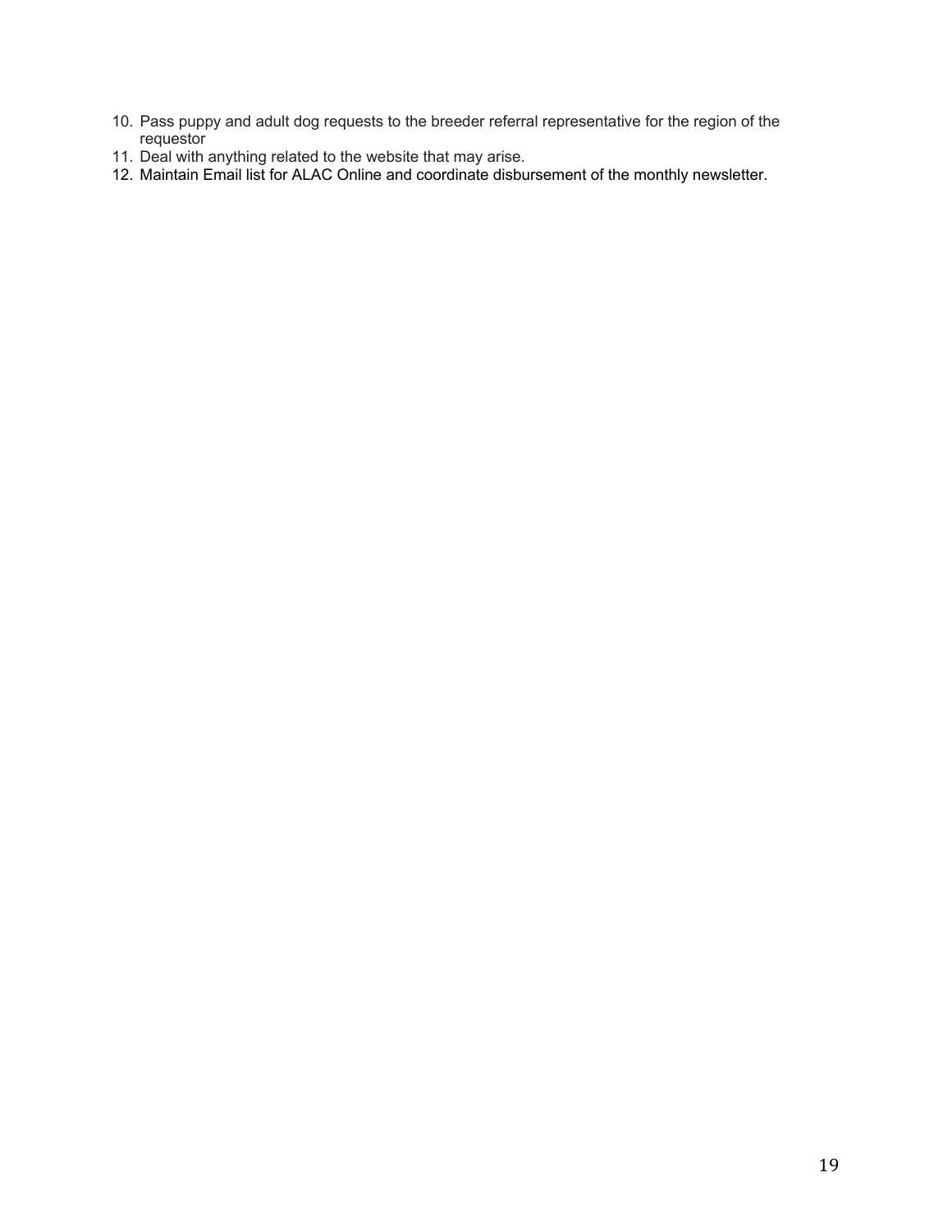10. Pass puppy and adult dog requests to the breeder referral representative for the region of the requestor
11. Deal with anything related to the website that may arise.
12. Maintain Email list for ALAC Online and coordinate disbursement of the monthly newsletter.